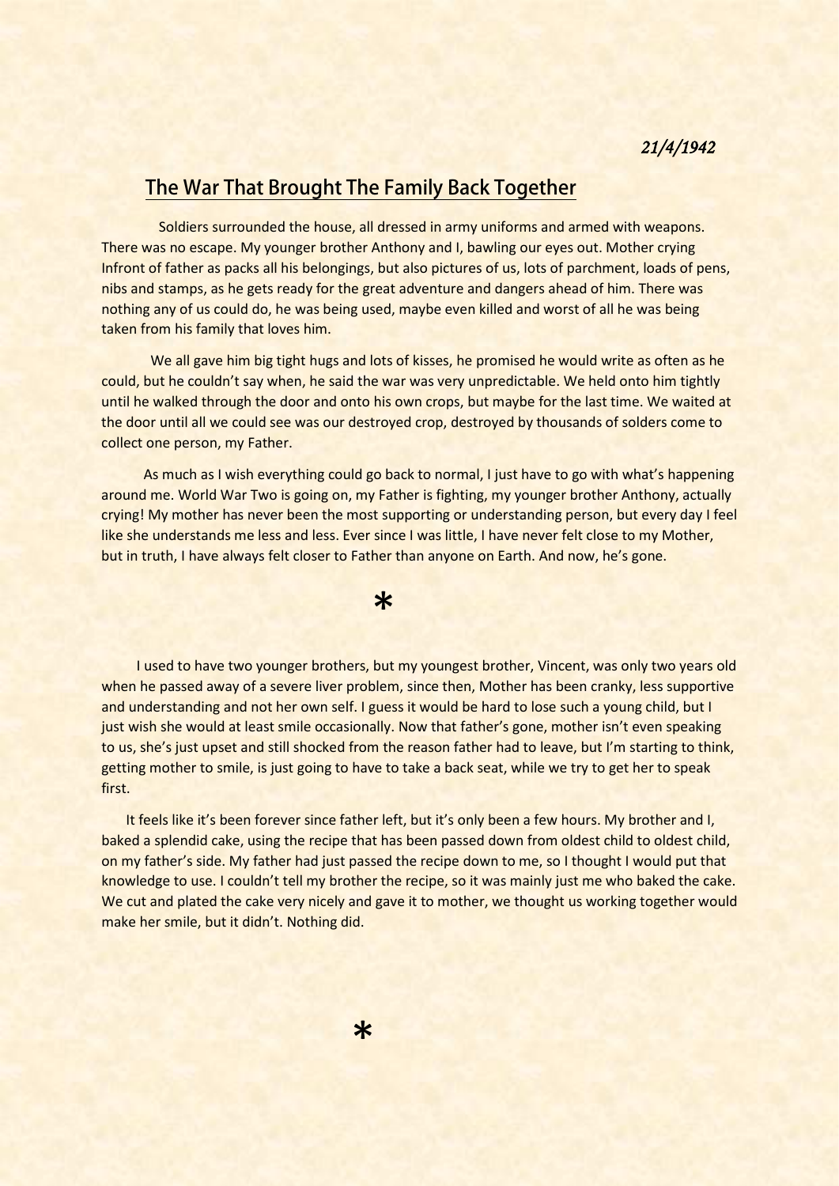*21/4/1942*

## The War That Brought The Family Back Together

Soldiers surrounded the house, all dressed in army uniforms and armed with weapons. There was no escape. My younger brother Anthony and I, bawling our eyes out. Mother crying Infront of father as packs all his belongings, but also pictures of us, lots of parchment, loads of pens, nibs and stamps, as he gets ready for the great adventure and dangers ahead of him. There was nothing any of us could do, he was being used, maybe even killed and worst of all he was being taken from his family that loves him.

We all gave him big tight hugs and lots of kisses, he promised he would write as often as he could, but he couldn't say when, he said the war was very unpredictable. We held onto him tightly until he walked through the door and onto his own crops, but maybe for the last time. We waited at the door until all we could see was our destroyed crop, destroyed by thousands of solders come to collect one person, my Father.

As much as I wish everything could go back to normal, I just have to go with what's happening around me. World War Two is going on, my Father is fighting, my younger brother Anthony, actually crying! My mother has never been the most supporting or understanding person, but every day I feel like she understands me less and less. Ever since I was little, I have never felt close to my Mother, but in truth, I have always felt closer to Father than anyone on Earth. And now, he's gone.

*

I used to have two younger brothers, but my youngest brother, Vincent, was only two years old when he passed away of a severe liver problem, since then, Mother has been cranky, less supportive and understanding and not her own self. I guess it would be hard to lose such a young child, but I just wish she would at least smile occasionally. Now that father's gone, mother isn't even speaking to us, she's just upset and still shocked from the reason father had to leave, but I'm starting to think, getting mother to smile, is just going to have to take a back seat, while we try to get her to speak first.

It feels like it's been forever since father left, but it's only been a few hours. My brother and I, baked a splendid cake, using the recipe that has been passed down from oldest child to oldest child, on my father's side. My father had just passed the recipe down to me, so I thought I would put that knowledge to use. I couldn't tell my brother the recipe, so it was mainly just me who baked the cake. We cut and plated the cake very nicely and gave it to mother, we thought us working together would make her smile, but it didn't. Nothing did.

*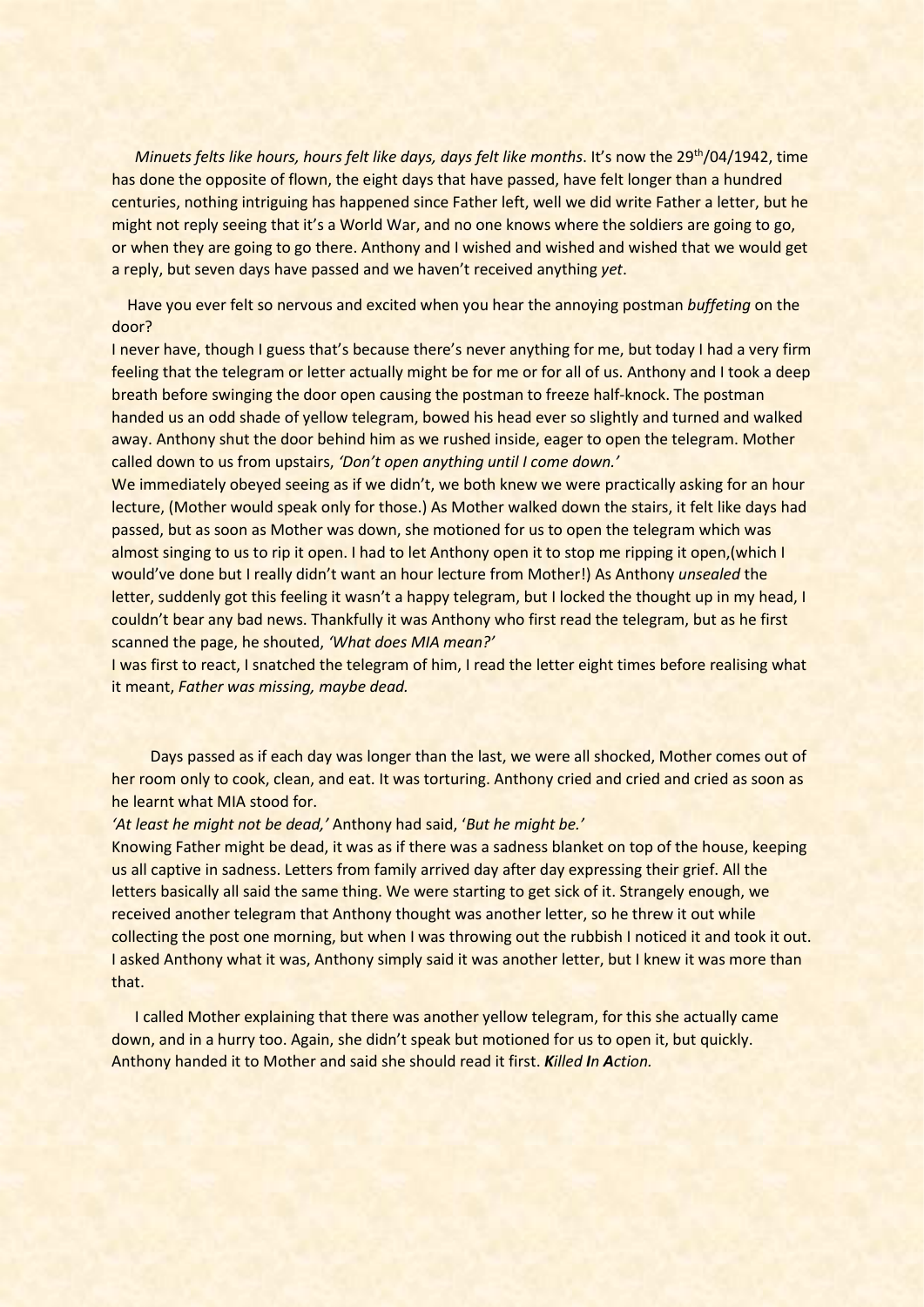*Minuets felts like hours, hours felt like days, days felt like months*. It's now the 29th/04/1942, time has done the opposite of flown, the eight days that have passed, have felt longer than a hundred centuries, nothing intriguing has happened since Father left, well we did write Father a letter, but he might not reply seeing that it's a World War, and no one knows where the soldiers are going to go, or when they are going to go there. Anthony and I wished and wished and wished that we would get a reply, but seven days have passed and we haven't received anything *yet*.

Have you ever felt so nervous and excited when you hear the annoying postman *buffeting* on the door?
I never have, though I guess that's because there's never anything for me, but today I had a very firm feeling that the telegram or letter actually might be for me or for all of us. Anthony and I took a deep breath before swinging the door open causing the postman to freeze half-knock. The postman handed us an odd shade of yellow telegram, bowed his head ever so slightly and turned and walked away. Anthony shut the door behind him as we rushed inside, eager to open the telegram. Mother called down to us from upstairs, *'Don't open anything until I come down.'*
We immediately obeyed seeing as if we didn't, we both knew we were practically asking for an hour lecture, (Mother would speak only for those.) As Mother walked down the stairs, it felt like days had passed, but as soon as Mother was down, she motioned for us to open the telegram which was almost singing to us to rip it open. I had to let Anthony open it to stop me ripping it open,(which I would've done but I really didn't want an hour lecture from Mother!) As Anthony *unsealed* the letter, suddenly got this feeling it wasn't a happy telegram, but I locked the thought up in my head, I couldn't bear any bad news. Thankfully it was Anthony who first read the telegram, but as he first scanned the page, he shouted, *'What does MIA mean?'*
I was first to react, I snatched the telegram of him, I read the letter eight times before realising what it meant, *Father was missing, maybe dead.*

Days passed as if each day was longer than the last, we were all shocked, Mother comes out of her room only to cook, clean, and eat. It was torturing. Anthony cried and cried and cried as soon as he learnt what MIA stood for.
*'At least he might not be dead,'* Anthony had said, '*But he might be.'*
Knowing Father might be dead, it was as if there was a sadness blanket on top of the house, keeping us all captive in sadness. Letters from family arrived day after day expressing their grief. All the letters basically all said the same thing. We were starting to get sick of it. Strangely enough, we received another telegram that Anthony thought was another letter, so he threw it out while collecting the post one morning, but when I was throwing out the rubbish I noticed it and took it out. I asked Anthony what it was, Anthony simply said it was another letter, but I knew it was more than that.

I called Mother explaining that there was another yellow telegram, for this she actually came down, and in a hurry too. Again, she didn't speak but motioned for us to open it, but quickly. Anthony handed it to Mother and said she should read it first. ***K**illed **I**n **A**ction.*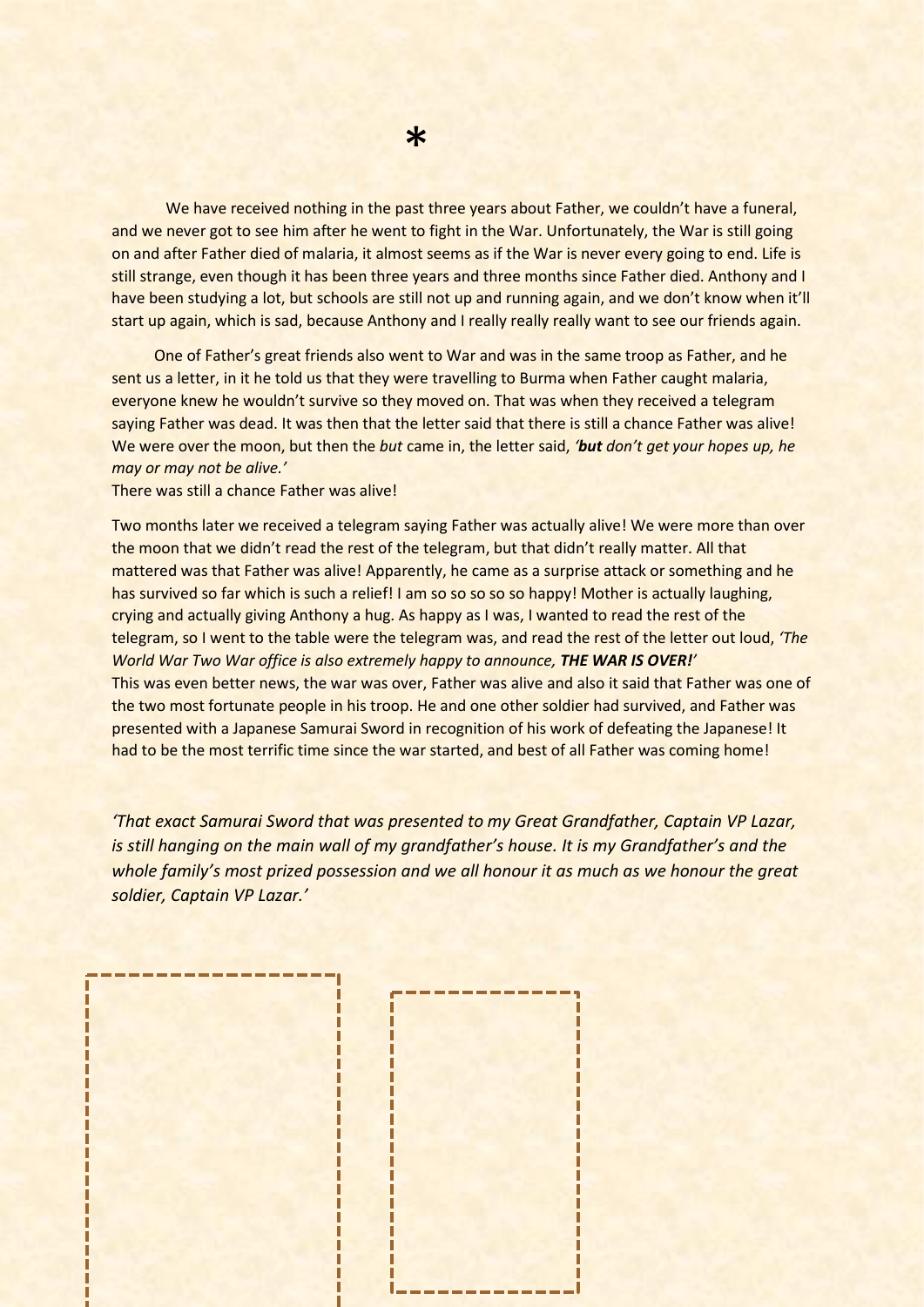*

We have received nothing in the past three years about Father, we couldn't have a funeral, and we never got to see him after he went to fight in the War. Unfortunately, the War is still going on and after Father died of malaria, it almost seems as if the War is never every going to end. Life is still strange, even though it has been three years and three months since Father died. Anthony and I have been studying a lot, but schools are still not up and running again, and we don't know when it'll start up again, which is sad, because Anthony and I really really really want to see our friends again.

One of Father's great friends also went to War and was in the same troop as Father, and he sent us a letter, in it he told us that they were travelling to Burma when Father caught malaria, everyone knew he wouldn't survive so they moved on. That was when they received a telegram saying Father was dead. It was then that the letter said that there is still a chance Father was alive! We were over the moon, but then the *but* came in, the letter said, *'**but** don't get your hopes up, he may or may not be alive.'*
There was still a chance Father was alive!

Two months later we received a telegram saying Father was actually alive! We were more than over the moon that we didn't read the rest of the telegram, but that didn't really matter. All that mattered was that Father was alive! Apparently, he came as a surprise attack or something and he has survived so far which is such a relief! I am so so so so so happy! Mother is actually laughing, crying and actually giving Anthony a hug. As happy as I was, I wanted to read the rest of the telegram, so I went to the table were the telegram was, and read the rest of the letter out loud, *'The World War Two War office is also extremely happy to announce, **THE WAR IS OVER!**'*
This was even better news, the war was over, Father was alive and also it said that Father was one of the two most fortunate people in his troop. He and one other soldier had survived, and Father was presented with a Japanese Samurai Sword in recognition of his work of defeating the Japanese! It had to be the most terrific time since the war started, and best of all Father was coming home!

*'That exact Samurai Sword that was presented to my Great Grandfather, Captain VP Lazar, is still hanging on the main wall of my grandfather's house. It is my Grandfather's and the whole family's most prized possession and we all honour it as much as we honour the great soldier, Captain VP Lazar.'*